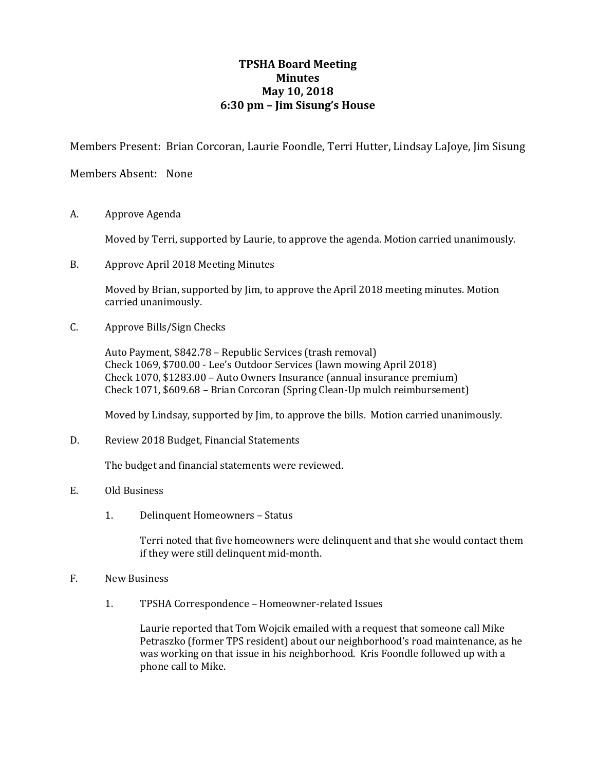# TPSHA Board Meeting
# Minutes
# May 10, 2018
# 6:30 pm – Jim Sisung's House

Members Present: Brian Corcoran, Laurie Foondle, Terri Hutter, Lindsay LaJoye, Jim Sisung

Members Absent: None

A. Approve Agenda

Moved by Terri, supported by Laurie, to approve the agenda. Motion carried unanimously.

B. Approve April 2018 Meeting Minutes

Moved by Brian, supported by Jim, to approve the April 2018 meeting minutes. Motion carried unanimously.

C. Approve Bills/Sign Checks

Auto Payment, $842.78 – Republic Services (trash removal)
Check 1069, $700.00 - Lee's Outdoor Services (lawn mowing April 2018)
Check 1070, $1283.00 – Auto Owners Insurance (annual insurance premium)
Check 1071, $609.68 – Brian Corcoran (Spring Clean-Up mulch reimbursement)

Moved by Lindsay, supported by Jim, to approve the bills. Motion carried unanimously.

D. Review 2018 Budget, Financial Statements

The budget and financial statements were reviewed.

E. Old Business

1. Delinquent Homeowners – Status

   Terri noted that five homeowners were delinquent and that she would contact them if they were still delinquent mid-month.

F. New Business

1. TPSHA Correspondence – Homeowner-related Issues

   Laurie reported that Tom Wojcik emailed with a request that someone call Mike Petraszko (former TPS resident) about our neighborhood's road maintenance, as he was working on that issue in his neighborhood. Kris Foondle followed up with a phone call to Mike.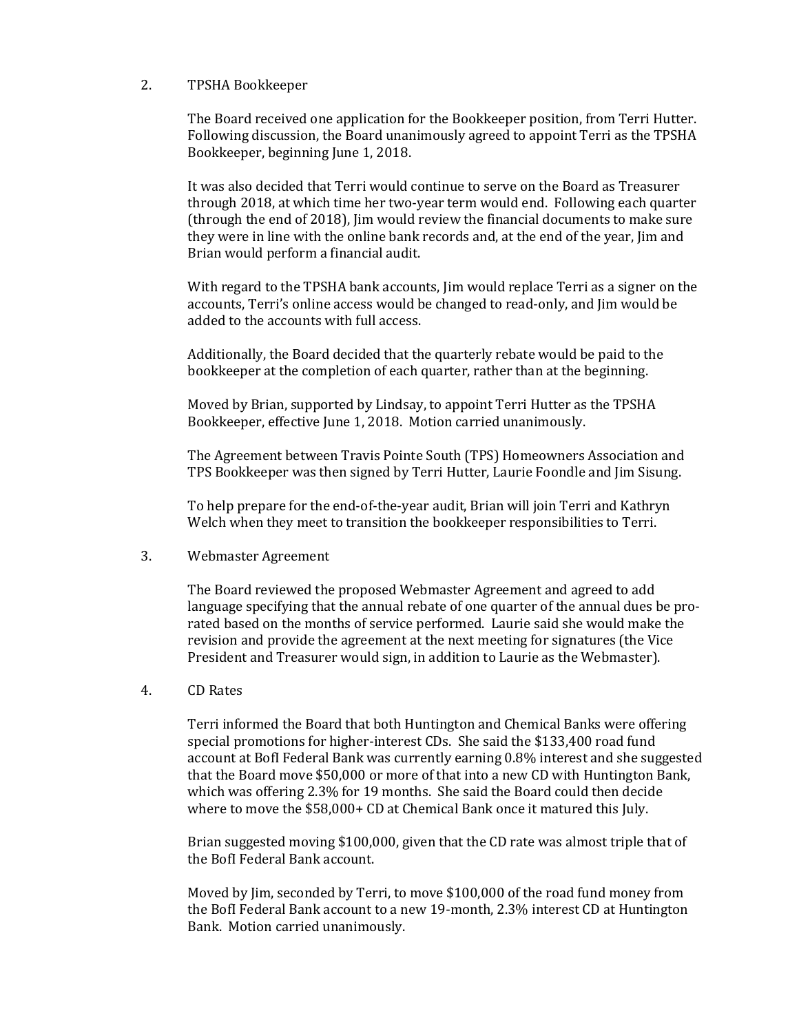## 2. TPSHA Bookkeeper

The Board received one application for the Bookkeeper position, from Terri Hutter. Following discussion, the Board unanimously agreed to appoint Terri as the TPSHA Bookkeeper, beginning June 1, 2018.

It was also decided that Terri would continue to serve on the Board as Treasurer through 2018, at which time her two-year term would end. Following each quarter (through the end of 2018), Jim would review the financial documents to make sure they were in line with the online bank records and, at the end of the year, Jim and Brian would perform a financial audit.

With regard to the TPSHA bank accounts, Jim would replace Terri as a signer on the accounts, Terri's online access would be changed to read-only, and Jim would be added to the accounts with full access.

Additionally, the Board decided that the quarterly rebate would be paid to the bookkeeper at the completion of each quarter, rather than at the beginning.

Moved by Brian, supported by Lindsay, to appoint Terri Hutter as the TPSHA Bookkeeper, effective June 1, 2018. Motion carried unanimously.

The Agreement between Travis Pointe South (TPS) Homeowners Association and TPS Bookkeeper was then signed by Terri Hutter, Laurie Foondle and Jim Sisung.

To help prepare for the end-of-the-year audit, Brian will join Terri and Kathryn Welch when they meet to transition the bookkeeper responsibilities to Terri.

## 3. Webmaster Agreement

The Board reviewed the proposed Webmaster Agreement and agreed to add language specifying that the annual rebate of one quarter of the annual dues be pro-rated based on the months of service performed. Laurie said she would make the revision and provide the agreement at the next meeting for signatures (the Vice President and Treasurer would sign, in addition to Laurie as the Webmaster).

## 4. CD Rates

Terri informed the Board that both Huntington and Chemical Banks were offering special promotions for higher-interest CDs. She said the $133,400 road fund account at BofI Federal Bank was currently earning 0.8% interest and she suggested that the Board move $50,000 or more of that into a new CD with Huntington Bank, which was offering 2.3% for 19 months. She said the Board could then decide where to move the $58,000+ CD at Chemical Bank once it matured this July.

Brian suggested moving $100,000, given that the CD rate was almost triple that of the BofI Federal Bank account.

Moved by Jim, seconded by Terri, to move $100,000 of the road fund money from the BofI Federal Bank account to a new 19-month, 2.3% interest CD at Huntington Bank. Motion carried unanimously.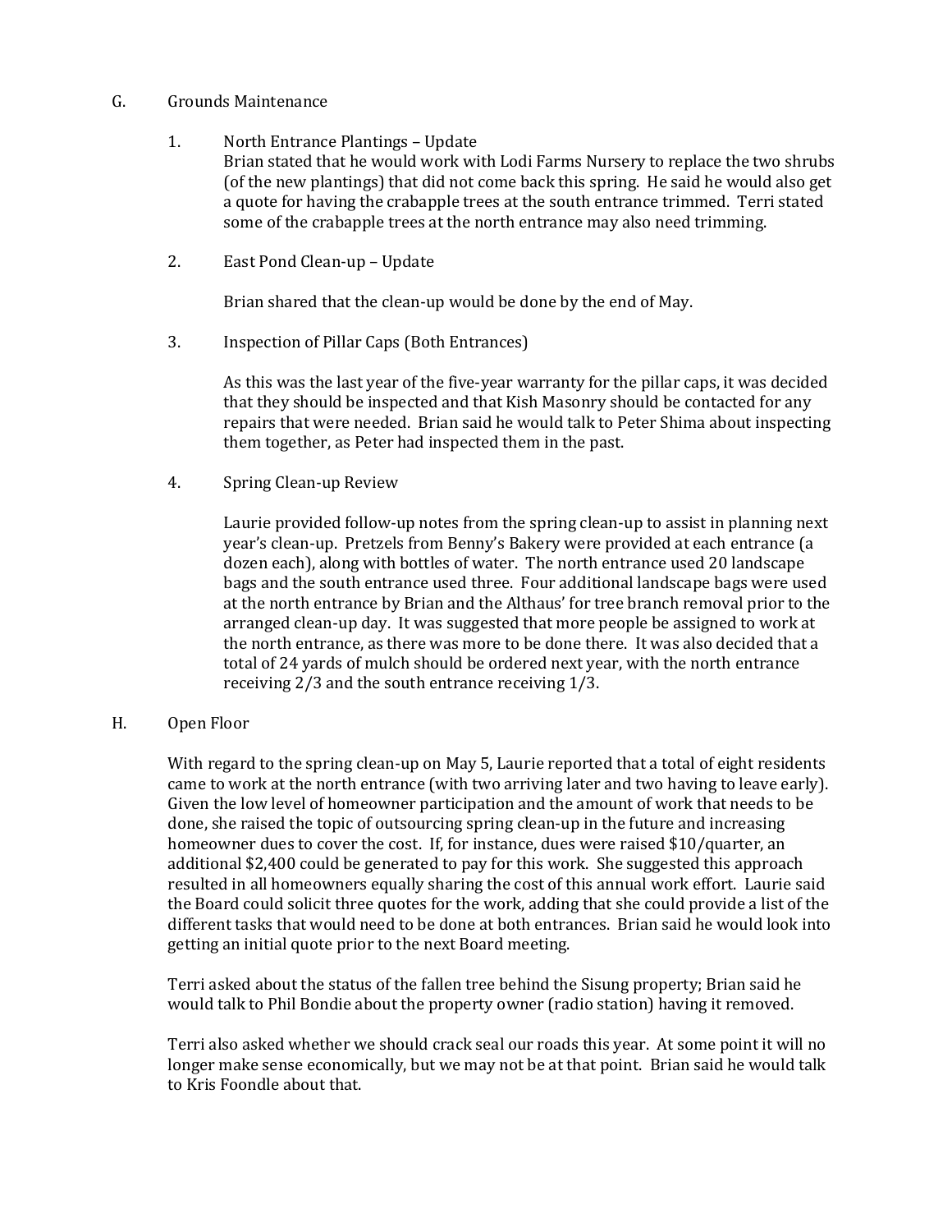G. Grounds Maintenance

1. North Entrance Plantings – Update
   Brian stated that he would work with Lodi Farms Nursery to replace the two shrubs (of the new plantings) that did not come back this spring. He said he would also get a quote for having the crabapple trees at the south entrance trimmed. Terri stated some of the crabapple trees at the north entrance may also need trimming.

2. East Pond Clean-up – Update

   Brian shared that the clean-up would be done by the end of May.

3. Inspection of Pillar Caps (Both Entrances)

   As this was the last year of the five-year warranty for the pillar caps, it was decided that they should be inspected and that Kish Masonry should be contacted for any repairs that were needed. Brian said he would talk to Peter Shima about inspecting them together, as Peter had inspected them in the past.

4. Spring Clean-up Review

   Laurie provided follow-up notes from the spring clean-up to assist in planning next year's clean-up. Pretzels from Benny's Bakery were provided at each entrance (a dozen each), along with bottles of water. The north entrance used 20 landscape bags and the south entrance used three. Four additional landscape bags were used at the north entrance by Brian and the Althaus' for tree branch removal prior to the arranged clean-up day. It was suggested that more people be assigned to work at the north entrance, as there was more to be done there. It was also decided that a total of 24 yards of mulch should be ordered next year, with the north entrance receiving 2/3 and the south entrance receiving 1/3.

H. Open Floor

With regard to the spring clean-up on May 5, Laurie reported that a total of eight residents came to work at the north entrance (with two arriving later and two having to leave early). Given the low level of homeowner participation and the amount of work that needs to be done, she raised the topic of outsourcing spring clean-up in the future and increasing homeowner dues to cover the cost. If, for instance, dues were raised $10/quarter, an additional $2,400 could be generated to pay for this work. She suggested this approach resulted in all homeowners equally sharing the cost of this annual work effort. Laurie said the Board could solicit three quotes for the work, adding that she could provide a list of the different tasks that would need to be done at both entrances. Brian said he would look into getting an initial quote prior to the next Board meeting.

Terri asked about the status of the fallen tree behind the Sisung property; Brian said he would talk to Phil Bondie about the property owner (radio station) having it removed.

Terri also asked whether we should crack seal our roads this year. At some point it will no longer make sense economically, but we may not be at that point. Brian said he would talk to Kris Foondle about that.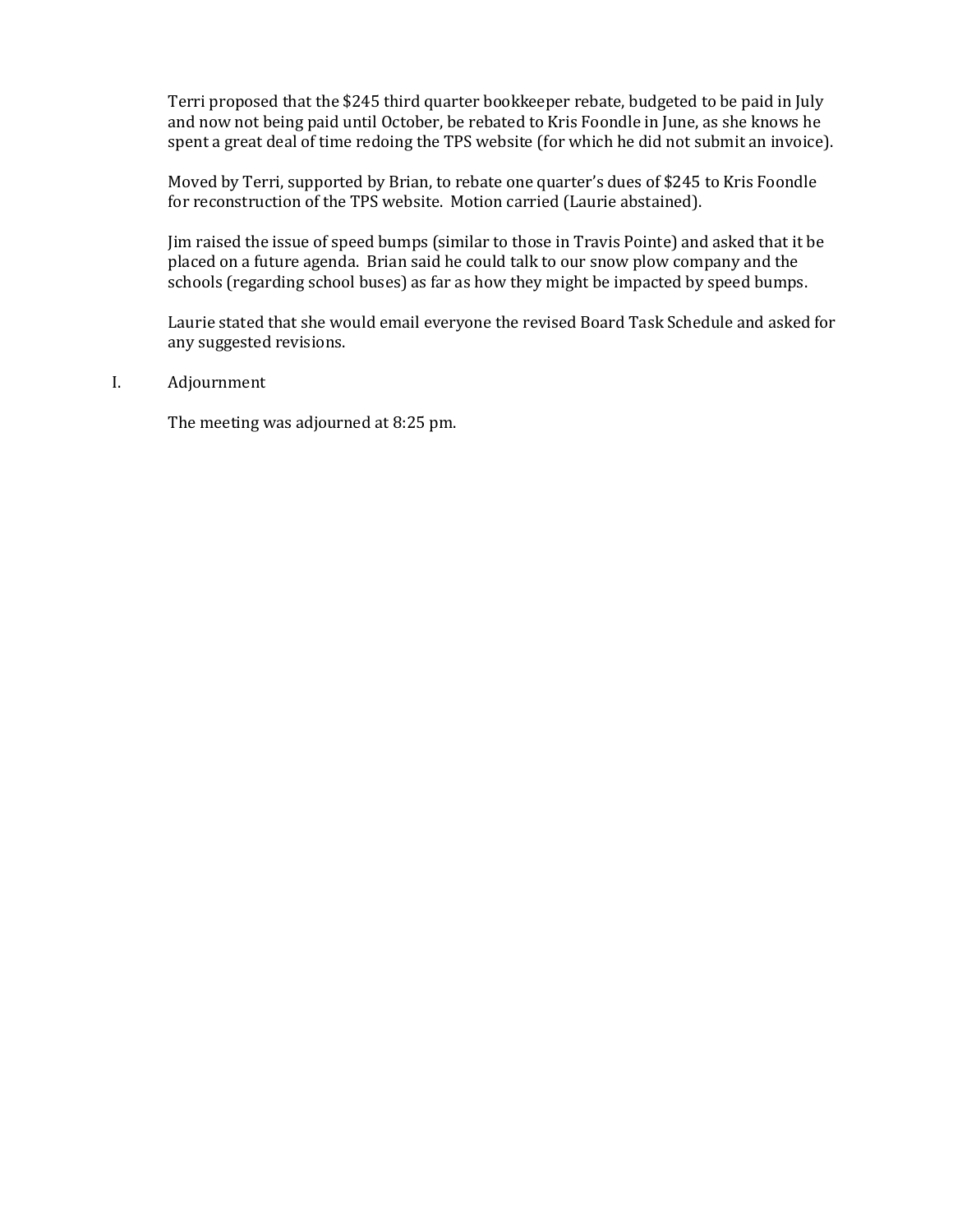Terri proposed that the $245 third quarter bookkeeper rebate, budgeted to be paid in July and now not being paid until October, be rebated to Kris Foondle in June, as she knows he spent a great deal of time redoing the TPS website (for which he did not submit an invoice).

Moved by Terri, supported by Brian, to rebate one quarter's dues of $245 to Kris Foondle for reconstruction of the TPS website. Motion carried (Laurie abstained).

Jim raised the issue of speed bumps (similar to those in Travis Pointe) and asked that it be placed on a future agenda. Brian said he could talk to our snow plow company and the schools (regarding school buses) as far as how they might be impacted by speed bumps.

Laurie stated that she would email everyone the revised Board Task Schedule and asked for any suggested revisions.

I. Adjournment

The meeting was adjourned at 8:25 pm.